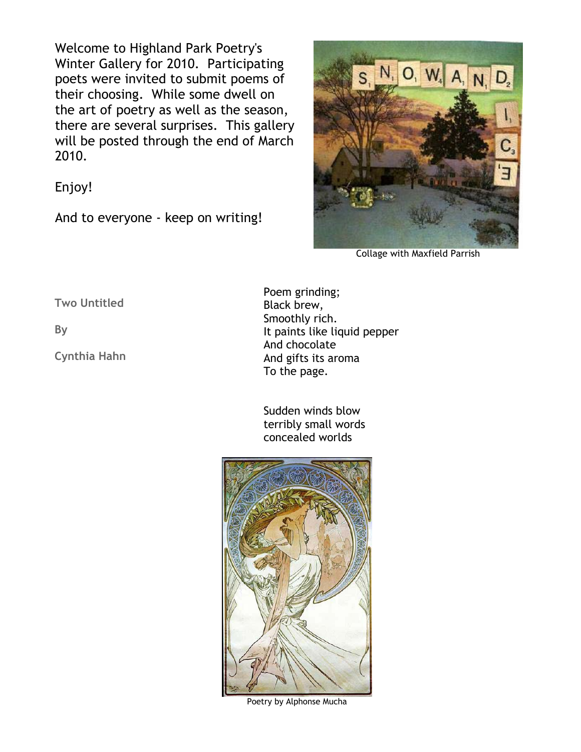Welcome to Highland Park Poetry's Winter Gallery for 2010. Participating poets were invited to submit poems of their choosing. While some dwell on the art of poetry as well as the season, there are several surprises. This gallery will be posted through the end of March 2010.

Enjoy!

And to everyone - keep on writing!

Collage with Maxfield Parrish

**Two Untitled**

**By**

**Cynthia Hahn**

Poem grinding;  
Black brew,  
Smoothly rich.  
It paints like liquid pepper  
And chocolate  
And gifts its aroma  
To the page.

Sudden winds blow  
terribly small words  
concealed worlds

Poetry by Alphonse Mucha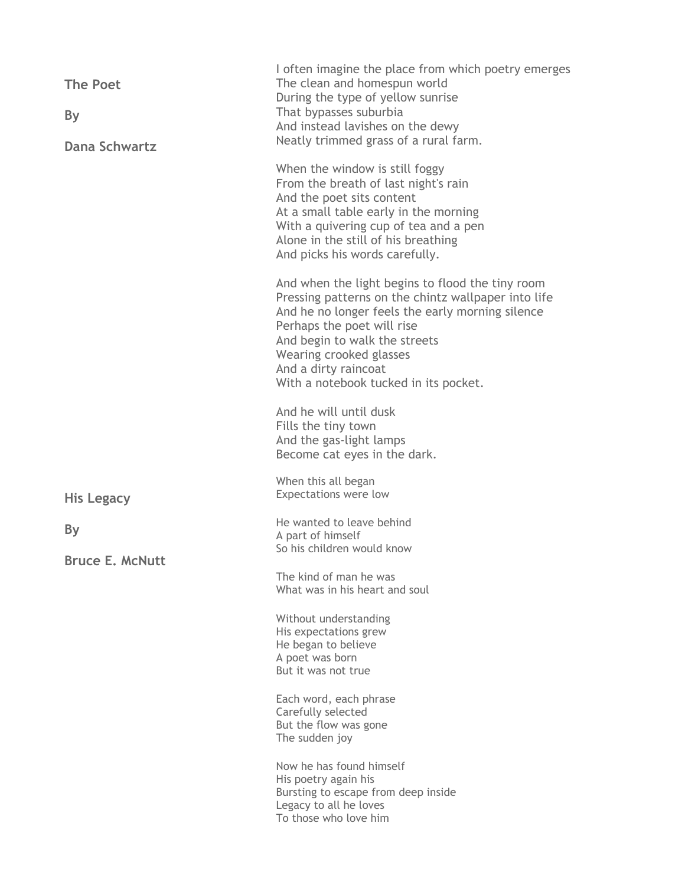## The Poet

By

Dana Schwartz

I often imagine the place from which poetry emerges
The clean and homespun world
During the type of yellow sunrise
That bypasses suburbia
And instead lavishes on the dewy
Neatly trimmed grass of a rural farm.

When the window is still foggy
From the breath of last night's rain
And the poet sits content
At a small table early in the morning
With a quivering cup of tea and a pen
Alone in the still of his breathing
And picks his words carefully.

And when the light begins to flood the tiny room
Pressing patterns on the chintz wallpaper into life
And he no longer feels the early morning silence
Perhaps the poet will rise
And begin to walk the streets
Wearing crooked glasses
And a dirty raincoat
With a notebook tucked in its pocket.

And he will until dusk
Fills the tiny town
And the gas-light lamps
Become cat eyes in the dark.

## His Legacy

By

Bruce E. McNutt

When this all began
Expectations were low

He wanted to leave behind
A part of himself
So his children would know

The kind of man he was
What was in his heart and soul

Without understanding
His expectations grew
He began to believe
A poet was born
But it was not true

Each word, each phrase
Carefully selected
But the flow was gone
The sudden joy

Now he has found himself
His poetry again his
Bursting to escape from deep inside
Legacy to all he loves
To those who love him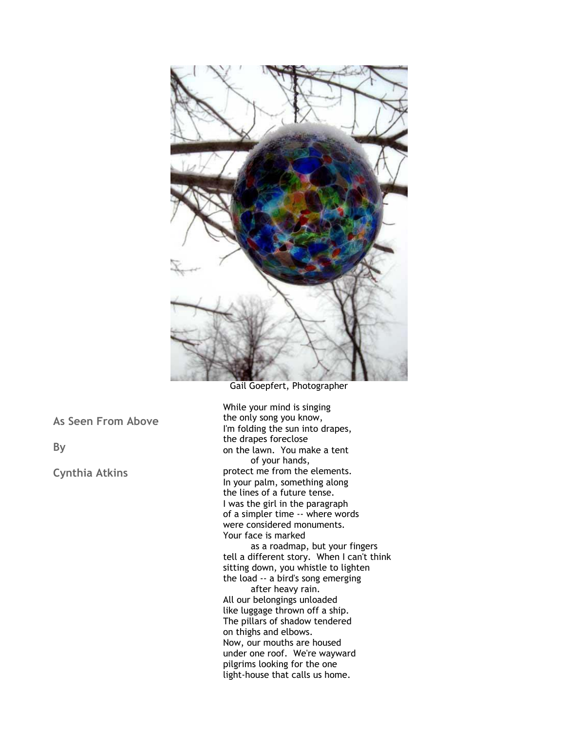Gail Goepfert, Photographer

## As Seen From Above

By

Cynthia Atkins

While your mind is singing  
the only song you know,  
I'm folding the sun into drapes,  
the drapes foreclose  
on the lawn.  You make a tent  
        of your hands,  
protect me from the elements.  
In your palm, something along  
the lines of a future tense.  
I was the girl in the paragraph  
of a simpler time -- where words  
were considered monuments.  
Your face is marked  
        as a roadmap, but your fingers  
tell a different story.  When I can't think  
sitting down, you whistle to lighten  
the load -- a bird's song emerging  
        after heavy rain.  
All our belongings unloaded  
like luggage thrown off a ship.  
The pillars of shadow tendered  
on thighs and elbows.  
Now, our mouths are housed  
under one roof.  We're wayward  
pilgrims looking for the one  
light-house that calls us home.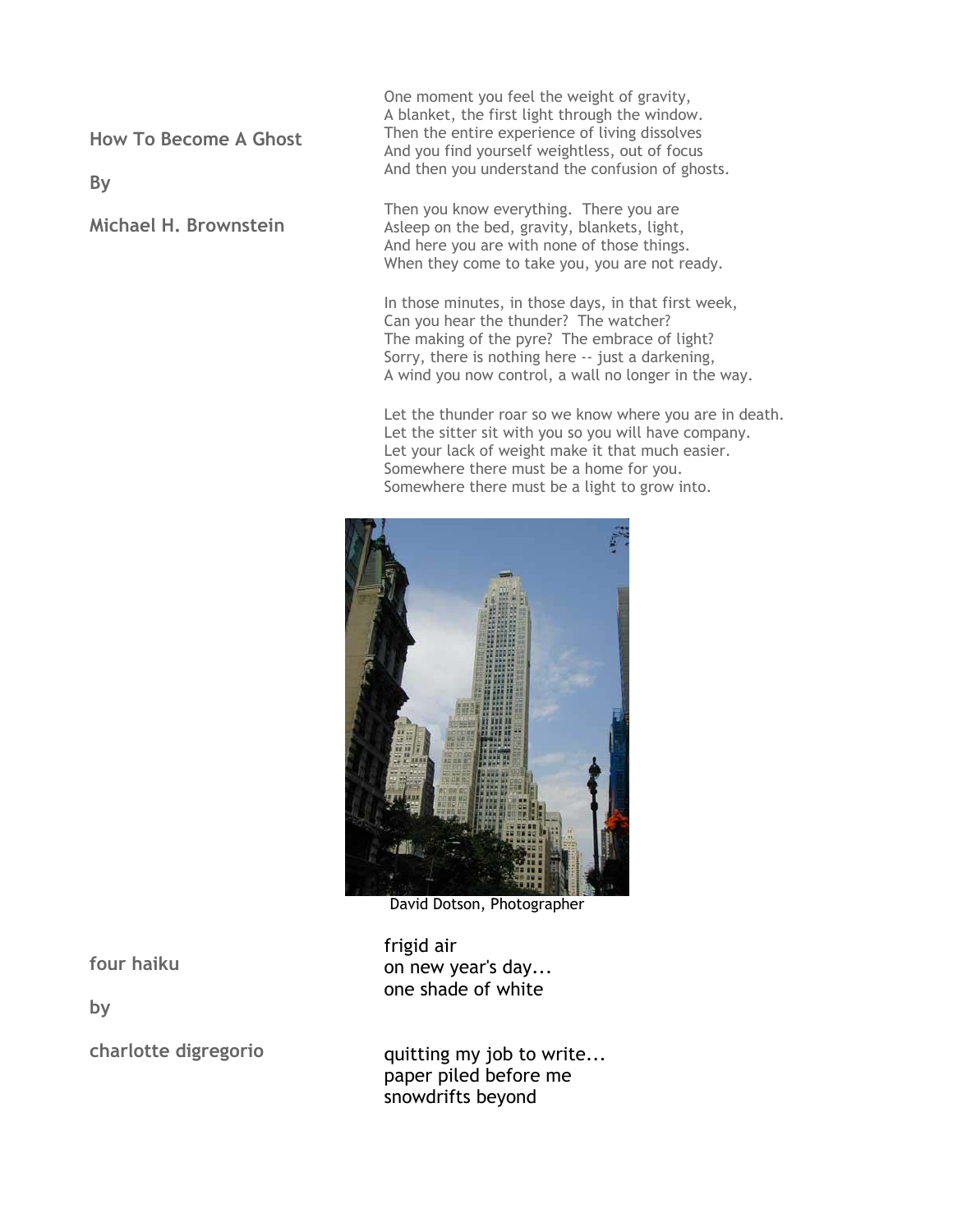## How To Become A Ghost

**By**

**Michael H. Brownstein**

One moment you feel the weight of gravity,
A blanket, the first light through the window.
Then the entire experience of living dissolves
And you find yourself weightless, out of focus
And then you understand the confusion of ghosts.

Then you know everything. There you are
Asleep on the bed, gravity, blankets, light,
And here you are with none of those things.
When they come to take you, you are not ready.

In those minutes, in those days, in that first week,
Can you hear the thunder? The watcher?
The making of the pyre? The embrace of light?
Sorry, there is nothing here -- just a darkening,
A wind you now control, a wall no longer in the way.

Let the thunder roar so we know where you are in death.
Let the sitter sit with you so you will have company.
Let your lack of weight make it that much easier.
Somewhere there must be a home for you.
Somewhere there must be a light to grow into.

David Dotson, Photographer

## four haiku

**by**

**charlotte digregorio**

frigid air
on new year's day...
one shade of white

quitting my job to write...
paper piled before me
snowdrifts beyond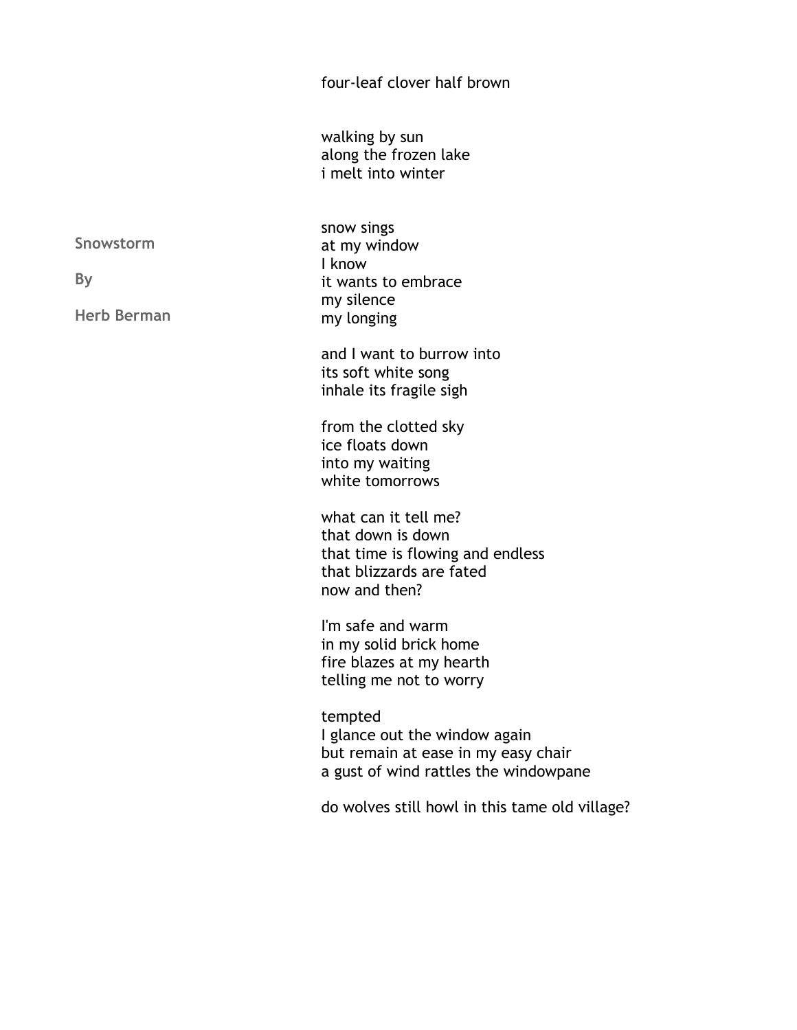four-leaf clover half brown

walking by sun  
along the frozen lake  
i melt into winter

**Snowstorm**

**By**

**Herb Berman**

snow sings  
at my window  
I know  
it wants to embrace  
my silence  
my longing

and I want to burrow into  
its soft white song  
inhale its fragile sigh

from the clotted sky  
ice floats down  
into my waiting  
white tomorrows

what can it tell me?  
that down is down  
that time is flowing and endless  
that blizzards are fated  
now and then?

I'm safe and warm  
in my solid brick home  
fire blazes at my hearth  
telling me not to worry

tempted  
I glance out the window again  
but remain at ease in my easy chair  
a gust of wind rattles the windowpane

do wolves still howl in this tame old village?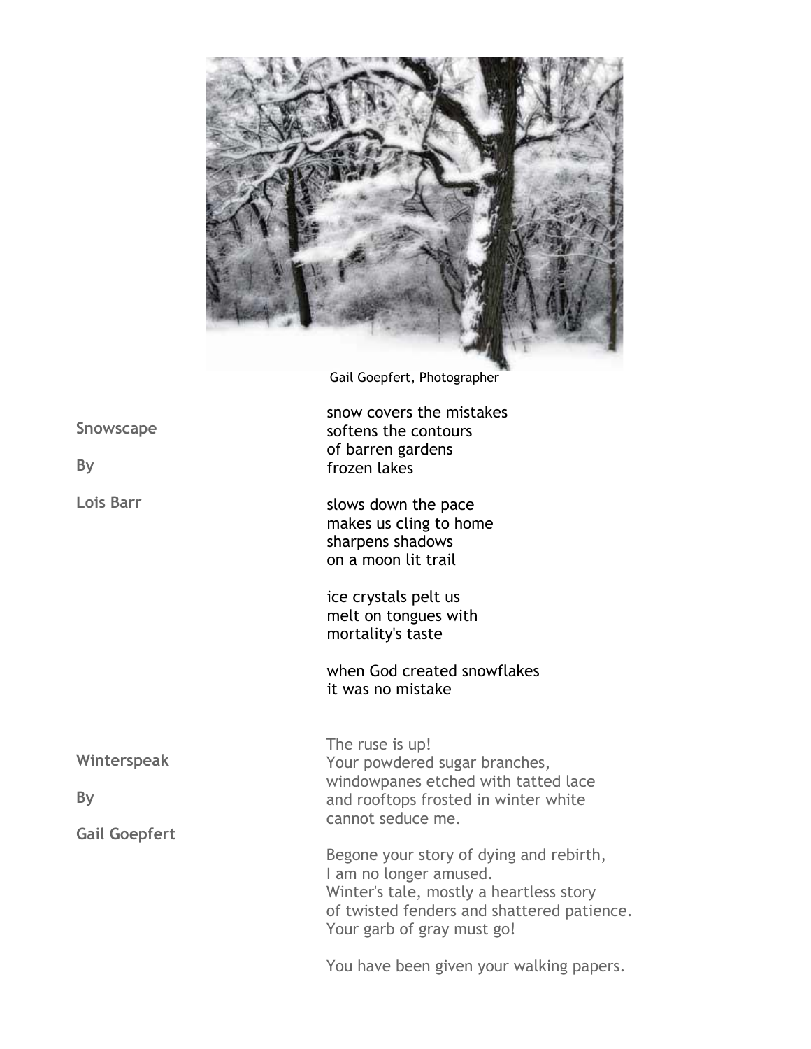Gail Goepfert, Photographer

## Snowscape

By

Lois Barr

snow covers the mistakes  
softens the contours  
of barren gardens  
frozen lakes

slows down the pace  
makes us cling to home  
sharpens shadows  
on a moon lit trail

ice crystals pelt us  
melt on tongues with  
mortality's taste

when God created snowflakes  
it was no mistake

## Winterspeak

By

Gail Goepfert

The ruse is up!  
Your powdered sugar branches,  
windowpanes etched with tatted lace  
and rooftops frosted in winter white  
cannot seduce me.

Begone your story of dying and rebirth,  
I am no longer amused.  
Winter's tale, mostly a heartless story  
of twisted fenders and shattered patience.  
Your garb of gray must go!

You have been given your walking papers.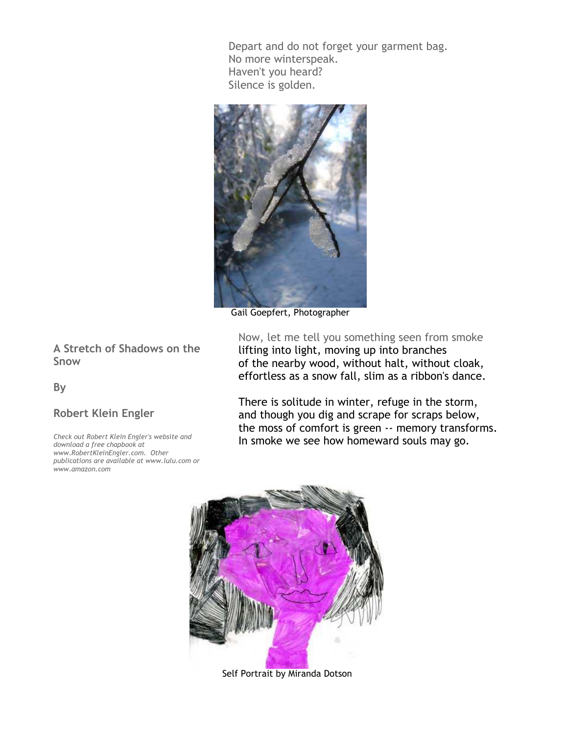Depart and do not forget your garment bag.
No more winterspeak.
Haven't you heard?
Silence is golden.

Gail Goepfert, Photographer

## A Stretch of Shadows on the Snow

**By**

**Robert Klein Engler**

*Check out Robert Klein Engler's website and download a free chapbook at www.RobertKleinEngler.com. Other publications are available at www.lulu.com or www.amazon.com*

Now, let me tell you something seen from smoke
lifting into light, moving up into branches
of the nearby wood, without halt, without cloak,
effortless as a snow fall, slim as a ribbon's dance.

There is solitude in winter, refuge in the storm,
and though you dig and scrape for scraps below,
the moss of comfort is green -- memory transforms.
In smoke we see how homeward souls may go.

Self Portrait by Miranda Dotson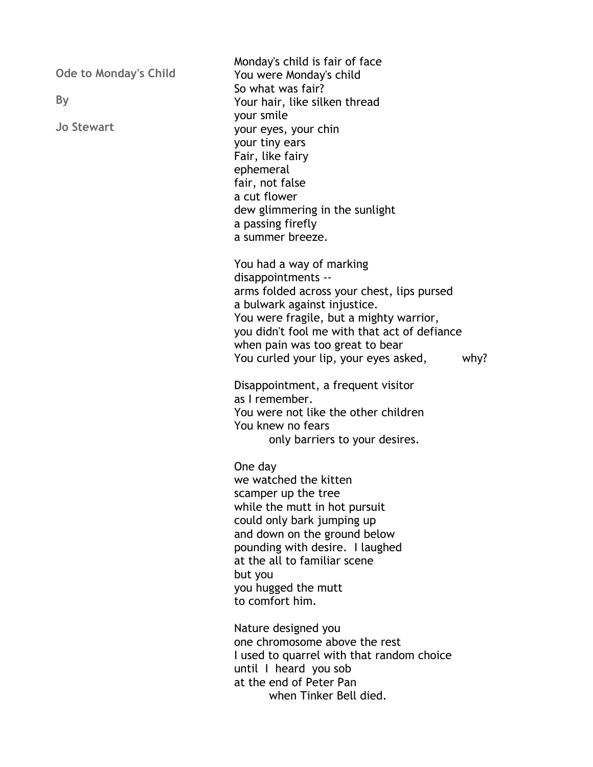**Ode to Monday's Child**

**By**

**Jo Stewart**

Monday's child is fair of face  
You were Monday's child  
So what was fair?  
Your hair, like silken thread  
your smile  
your eyes, your chin  
your tiny ears  
Fair, like fairy  
ephemeral  
fair, not false  
a cut flower  
dew glimmering in the sunlight  
a passing firefly  
a summer breeze.

You had a way of marking  
disappointments --  
arms folded across your chest, lips pursed  
a bulwark against injustice.  
You were fragile, but a mighty warrior,  
you didn't fool me with that act of defiance  
when pain was too great to bear  
You curled your lip, your eyes asked,          why?

Disappointment, a frequent visitor  
as I remember.  
You were not like the other children  
You knew no fears  
        only barriers to your desires.

One day  
we watched the kitten  
scamper up the tree  
while the mutt in hot pursuit  
could only bark jumping up  
and down on the ground below  
pounding with desire.  I laughed  
at the all to familiar scene  
but you  
you hugged the mutt  
to comfort him.

Nature designed you  
one chromosome above the rest  
I used to quarrel with that random choice  
until  I  heard  you sob  
at the end of Peter Pan  
        when Tinker Bell died.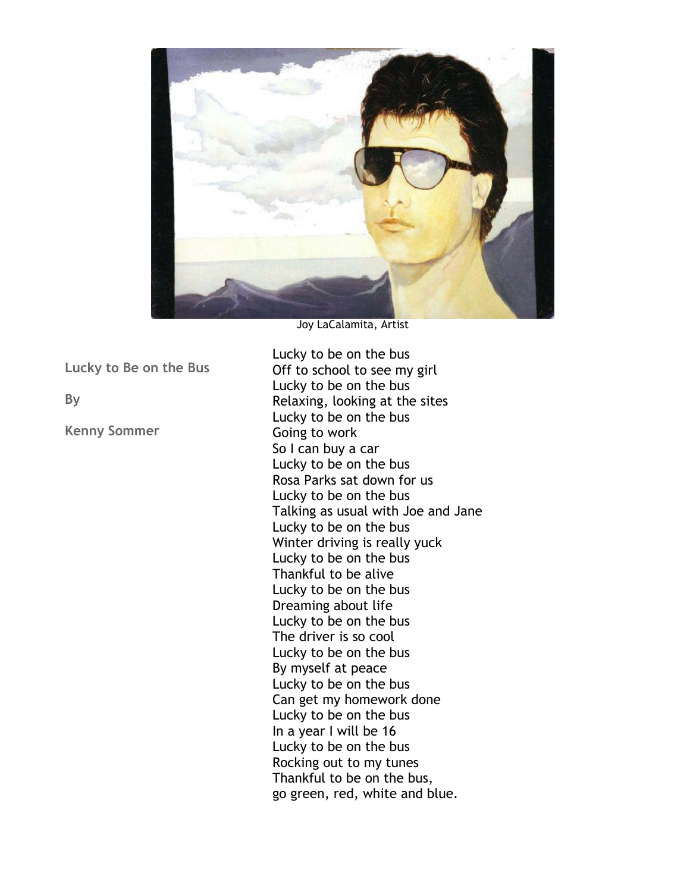Joy LaCalamita, Artist

## Lucky to Be on the Bus

By

Kenny Sommer

Lucky to be on the bus
Off to school to see my girl
Lucky to be on the bus
Relaxing, looking at the sites
Lucky to be on the bus
Going to work
So I can buy a car
Lucky to be on the bus
Rosa Parks sat down for us
Lucky to be on the bus
Talking as usual with Joe and Jane
Lucky to be on the bus
Winter driving is really yuck
Lucky to be on the bus
Thankful to be alive
Lucky to be on the bus
Dreaming about life
Lucky to be on the bus
The driver is so cool
Lucky to be on the bus
By myself at peace
Lucky to be on the bus
Can get my homework done
Lucky to be on the bus
In a year I will be 16
Lucky to be on the bus
Rocking out to my tunes
Thankful to be on the bus,
go green, red, white and blue.